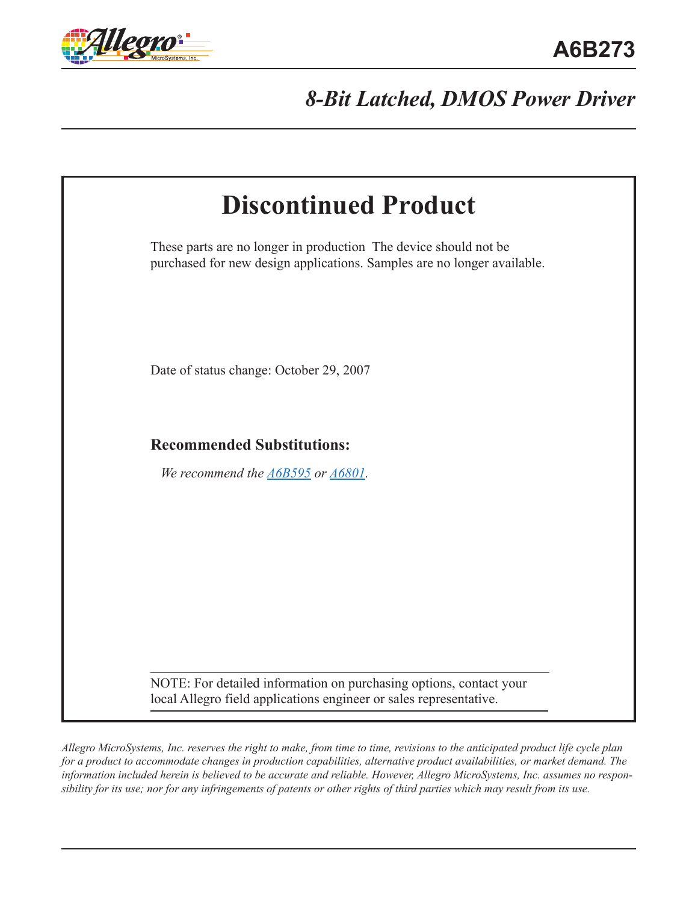# A6B273

## *8-Bit Latched, DMOS Power Driver*

# Discontinued Product

These parts are no longer in production The device should not be purchased for new design applications. Samples are no longer available.

Date of status change: October 29, 2007

### Recommended Substitutions:

*We recommend the A6B595 or A6801.*

NOTE: For detailed information on purchasing options, contact your local Allegro field applications engineer or sales representative.

*Allegro MicroSystems, Inc. reserves the right to make, from time to time, revisions to the anticipated product life cycle plan for a product to accommodate changes in production capabilities, alternative product availabilities, or market demand. The information included herein is believed to be accurate and reliable. However, Allegro MicroSystems, Inc. assumes no responsibility for its use; nor for any infringements of patents or other rights of third parties which may result from its use.*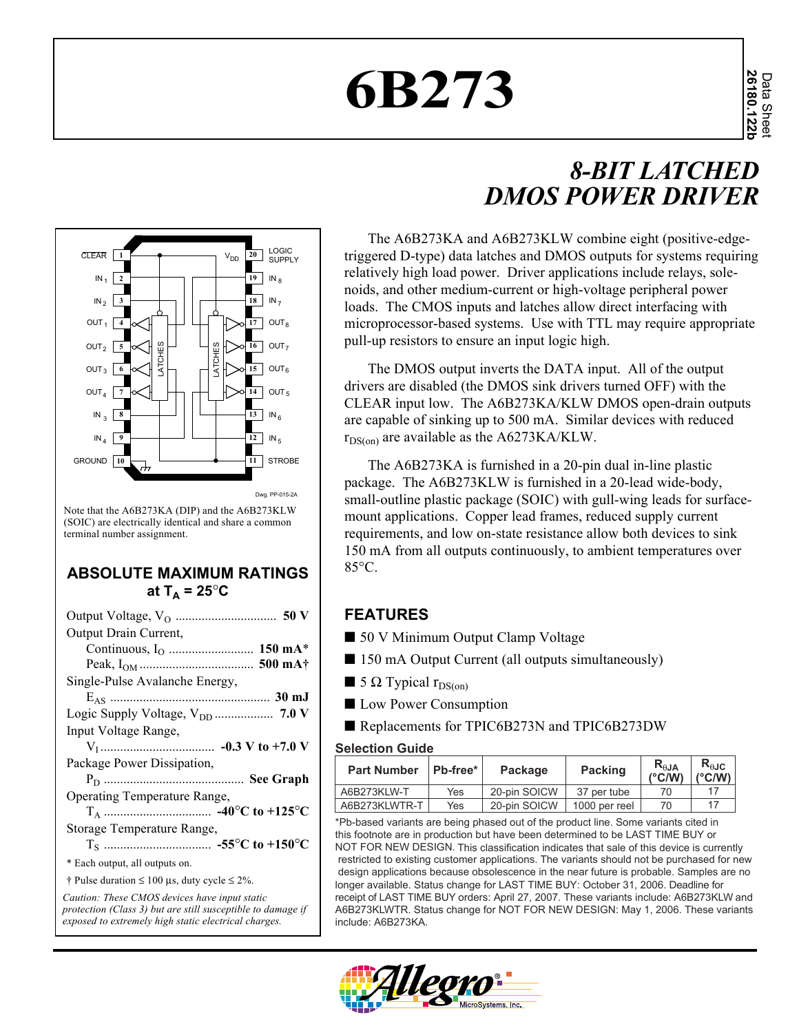# 6B273

Data Sheet
26180.122b

## 8-BIT LATCHED DMOS POWER DRIVER

Note that the A6B273KA (DIP) and the A6B273KLW (SOIC) are electrically identical and share a common terminal number assignment.

The A6B273KA and A6B273KLW combine eight (positive-edge-triggered D-type) data latches and DMOS outputs for systems requiring relatively high load power. Driver applications include relays, solenoids, and other medium-current or high-voltage peripheral power loads. The CMOS inputs and latches allow direct interfacing with microprocessor-based systems. Use with TTL may require appropriate pull-up resistors to ensure an input logic high.

The DMOS output inverts the DATA input. All of the output drivers are disabled (the DMOS sink drivers turned OFF) with the CLEAR input low. The A6B273KA/KLW DMOS open-drain outputs are capable of sinking up to 500 mA. Similar devices with reduced $r_{DS(on)}$ are available as the A6273KA/KLW.

The A6B273KA is furnished in a 20-pin dual in-line plastic package. The A6B273KLW is furnished in a 20-lead wide-body, small-outline plastic package (SOIC) with gull-wing leads for surface-mount applications. Copper lead frames, reduced supply current requirements, and low on-state resistance allow both devices to sink 150 mA from all outputs continuously, to ambient temperatures over 85°C.

### ABSOLUTE MAXIMUM RATINGS at $T_A$ = 25°C

Output Voltage, $V_O$ .............................. **50 V**

Output Drain Current,
- Continuous, $I_O$ .......................... **150 mA***
- Peak, $I_{OM}$ .................................. **500 mA†**

Single-Pulse Avalanche Energy,
- $E_{AS}$ ................................................ **30 mJ**

Logic Supply Voltage, $V_{DD}$ ................. **7.0 V**

Input Voltage Range,
- $V_I$ .................................. **-0.3 V to +7.0 V**

Package Power Dissipation,
- $P_D$ .......................................... **See Graph**

Operating Temperature Range,
- $T_A$ ................................ **-40°C to +125°C**

Storage Temperature Range,
- $T_S$ ................................ **-55°C to +150°C**

\* Each output, all outputs on.

† Pulse duration ≤ 100 µs, duty cycle ≤ 2%.

*Caution: These CMOS devices have input static protection (Class 3) but are still susceptible to damage if exposed to extremely high static electrical charges.*

## FEATURES

- 50 V Minimum Output Clamp Voltage
- 150 mA Output Current (all outputs simultaneously)
- 5 Ω Typical $r_{DS(on)}$
- Low Power Consumption
- Replacements for TPIC6B273N and TPIC6B273DW

**Selection Guide**

| Part Number | Pb-free* | Package | Packing | $R_{\theta JA}$ (°C/W) | $R_{\theta JC}$ (°C/W) |
|---|---|---|---|---|---|
| A6B273KLW-T | Yes | 20-pin SOICW | 37 per tube | 70 | 17 |
| A6B273KLWTR-T | Yes | 20-pin SOICW | 1000 per reel | 70 | 17 |

*Pb-based variants are being phased out of the product line. Some variants cited in this footnote are in production but have been determined to be LAST TIME BUY or NOT FOR NEW DESIGN. This classification indicates that sale of this device is currently restricted to existing customer applications. The variants should not be purchased for new design applications because obsolescence in the near future is probable. Samples are no longer available. Status change for LAST TIME BUY: October 31, 2006. Deadline for receipt of LAST TIME BUY orders: April 27, 2007. These variants include: A6B273KLW and A6B273KLWTR. Status change for NOT FOR NEW DESIGN: May 1, 2006. These variants include: A6B273KA.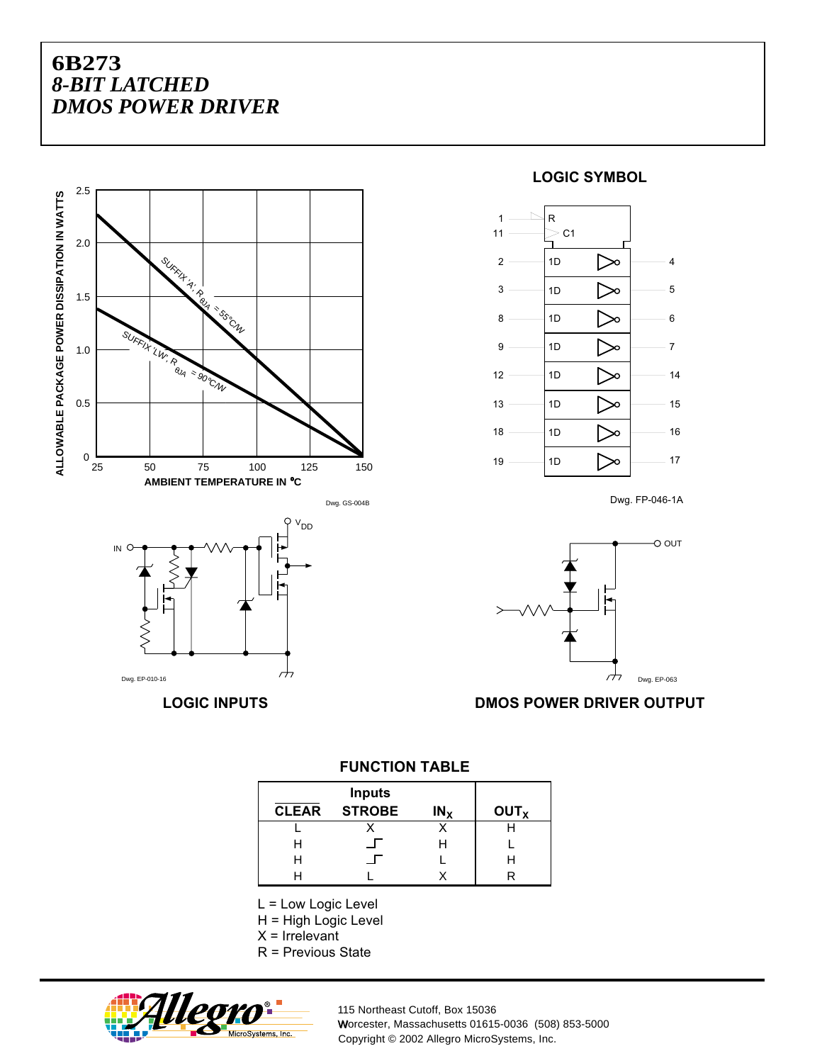# 6B273
## *8-BIT LATCHED DMOS POWER DRIVER*

ALLOWABLE PACKAGE POWER DISSIPATION IN WATTS

AMBIENT TEMPERATURE IN °C

SUFFIX 'A', $R_{\theta JA}$ = 55°C/W

SUFFIX 'LW', $R_{\theta JA}$ = 90°C/W

Dwg. GS-004B

### LOGIC SYMBOL

Dwg. FP-046-1A

Dwg. EP-010-16

### LOGIC INPUTS

Dwg. EP-063

### DMOS POWER DRIVER OUTPUT

### FUNCTION TABLE

| Inputs | | | |
|---|---|---|---|
| CLEAR | STROBE | $IN_X$ | $OUT_X$ |
| L | X | X | H |
| H | _┌ | H | L |
| H | _┌ | L | H |
| H | L | X | R |

L = Low Logic Level
H = High Logic Level
X = Irrelevant
R = Previous State

115 Northeast Cutoff, Box 15036
Worcester, Massachusetts 01615-0036 (508) 853-5000
Copyright © 2002 Allegro MicroSystems, Inc.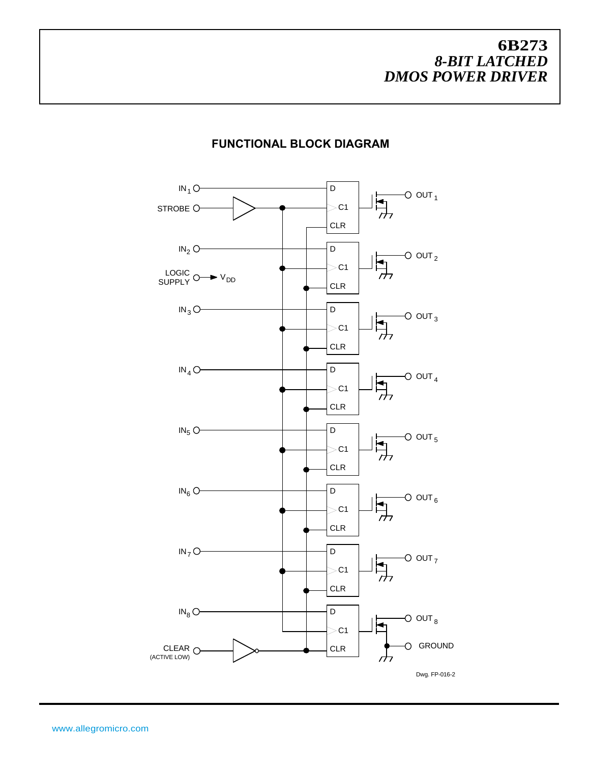# 6B273
## *8-BIT LATCHED DMOS POWER DRIVER*

### FUNCTIONAL BLOCK DIAGRAM

IN$_1$ STROBE IN$_2$ LOGIC SUPPLY → $V_{DD}$ IN$_3$ IN$_4$ IN$_5$ IN$_6$ IN$_7$ IN$_8$ CLEAR (ACTIVE LOW)

D C1 CLR

OUT$_1$ OUT$_2$ OUT$_3$ OUT$_4$ OUT$_5$ OUT$_6$ OUT$_7$ OUT$_8$ GROUND

Dwg. FP-016-2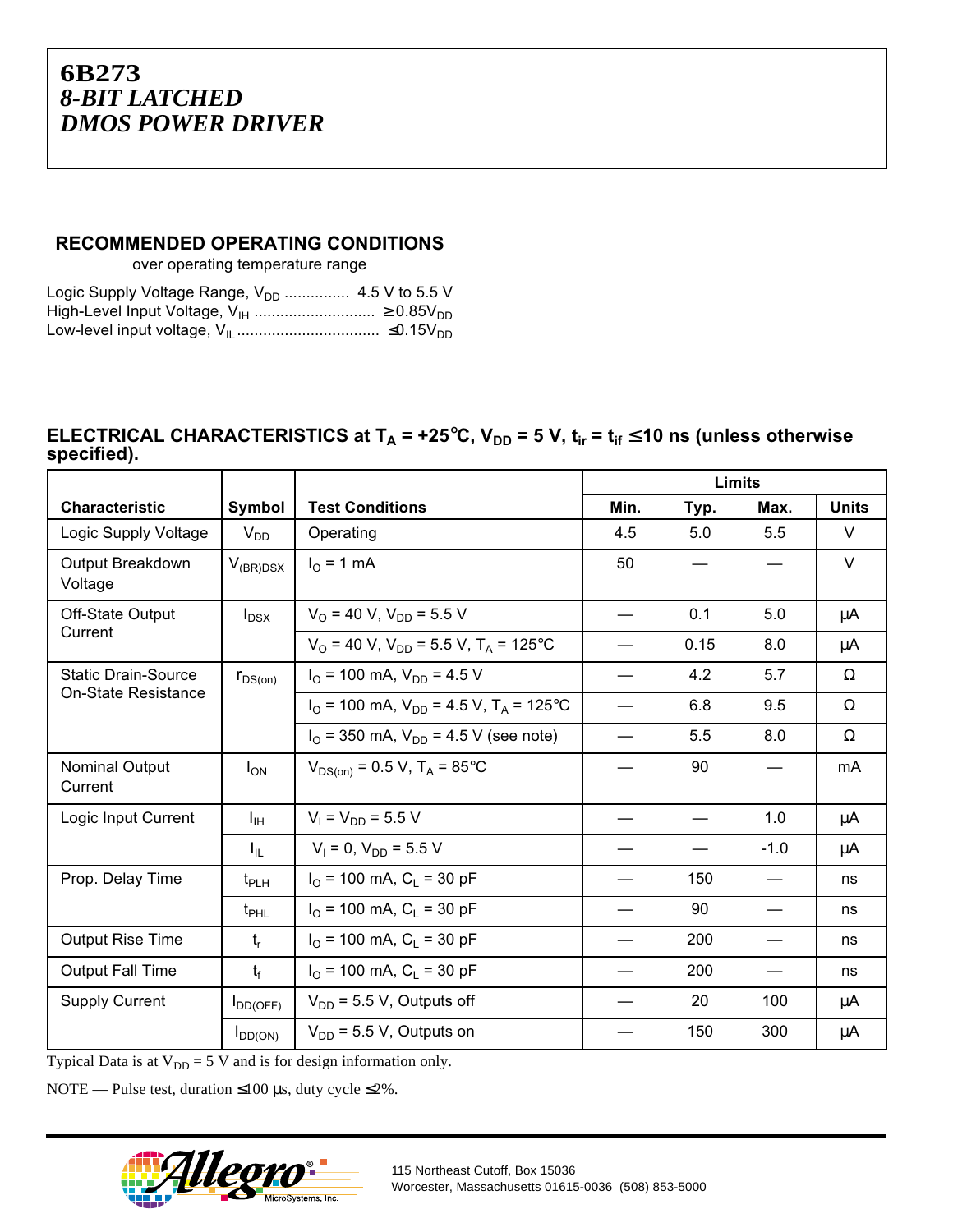# 6B273
## *8-BIT LATCHED DMOS POWER DRIVER*

### RECOMMENDED OPERATING CONDITIONS

over operating temperature range

Logic Supply Voltage Range, $V_{DD}$ ............... 4.5 V to 5.5 V
High-Level Input Voltage, $V_{IH}$ ........................... $\geq 0.85V_{DD}$
Low-level input voltage, $V_{IL}$ ................................ $\leq 0.15V_{DD}$

### ELECTRICAL CHARACTERISTICS at $T_A$ = +25°C, $V_{DD}$ = 5 V, $t_{ir} = t_{if} \leq$ 10 ns (unless otherwise specified).

| Characteristic | Symbol | Test Conditions | Limits | | | |
|---|---|---|---|---|---|---|
| | | | Min. | Typ. | Max. | Units |
| Logic Supply Voltage | $V_{DD}$ | Operating | 4.5 | 5.0 | 5.5 | V |
| Output Breakdown Voltage | $V_{(BR)DSX}$ | $I_O$ = 1 mA | 50 | — | — | V |
| Off-State Output Current | $I_{DSX}$ | $V_O$ = 40 V, $V_{DD}$ = 5.5 V | — | 0.1 | 5.0 | µA |
| | | $V_O$ = 40 V, $V_{DD}$ = 5.5 V, $T_A$ = 125°C | — | 0.15 | 8.0 | µA |
| Static Drain-Source On-State Resistance | $r_{DS(on)}$ | $I_O$ = 100 mA, $V_{DD}$ = 4.5 V | — | 4.2 | 5.7 | Ω |
| | | $I_O$ = 100 mA, $V_{DD}$ = 4.5 V, $T_A$ = 125°C | — | 6.8 | 9.5 | Ω |
| | | $I_O$ = 350 mA, $V_{DD}$ = 4.5 V (see note) | — | 5.5 | 8.0 | Ω |
| Nominal Output Current | $I_{ON}$ | $V_{DS(on)}$ = 0.5 V, $T_A$ = 85°C | — | 90 | — | mA |
| Logic Input Current | $I_{IH}$ | $V_I = V_{DD}$ = 5.5 V | — | — | 1.0 | µA |
| | $I_{IL}$ | $V_I$ = 0, $V_{DD}$ = 5.5 V | — | — | -1.0 | µA |
| Prop. Delay Time | $t_{PLH}$ | $I_O$ = 100 mA, $C_L$ = 30 pF | — | 150 | — | ns |
| | $t_{PHL}$ | $I_O$ = 100 mA, $C_L$ = 30 pF | — | 90 | — | ns |
| Output Rise Time | $t_r$ | $I_O$ = 100 mA, $C_L$ = 30 pF | — | 200 | — | ns |
| Output Fall Time | $t_f$ | $I_O$ = 100 mA, $C_L$ = 30 pF | — | 200 | — | ns |
| Supply Current | $I_{DD(OFF)}$ | $V_{DD}$ = 5.5 V, Outputs off | — | 20 | 100 | µA |
| | $I_{DD(ON)}$ | $V_{DD}$ = 5.5 V, Outputs on | — | 150 | 300 | µA |

Typical Data is at $V_{DD}$ = 5 V and is for design information only.

NOTE — Pulse test, duration ≤100 µs, duty cycle ≤2%.

115 Northeast Cutoff, Box 15036
Worcester, Massachusetts 01615-0036 (508) 853-5000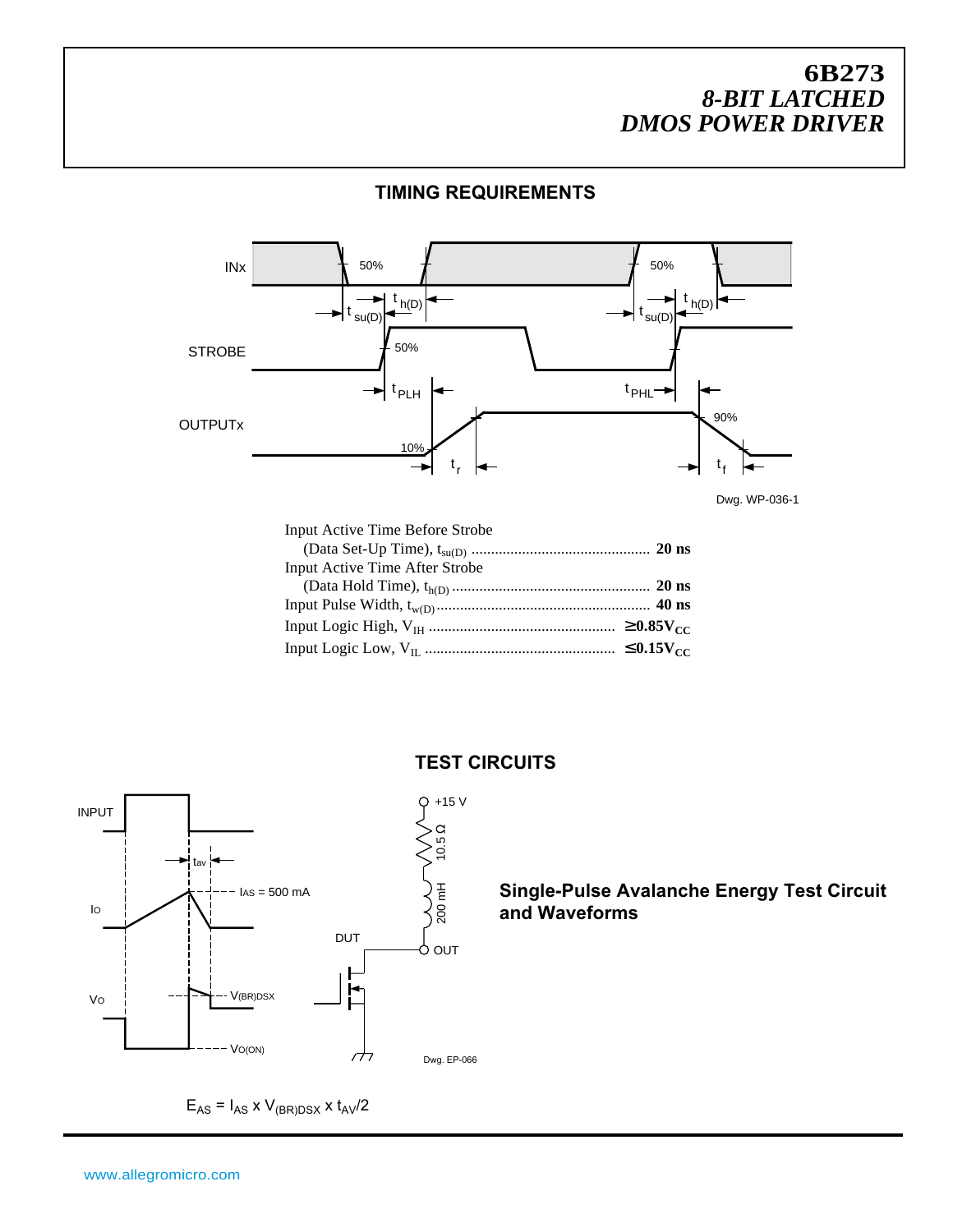## TIMING REQUIREMENTS

Dwg. WP-036-1

Input Active Time Before Strobe
(Data Set-Up Time), $t_{su(D)}$ .............................................. **20 ns**

Input Active Time After Strobe
(Data Hold Time), $t_{h(D)}$ .................................................. **20 ns**

Input Pulse Width, $t_{w(D)}$ ...................................................... **40 ns**

Input Logic High, $V_{IH}$ ................................................ **$\geq 0.85 V_{CC}$**

Input Logic Low, $V_{IL}$ ................................................. **$\leq 0.15 V_{CC}$**

## TEST CIRCUITS

Dwg. EP-066

**Single-Pulse Avalanche Energy Test Circuit and Waveforms**

$E_{AS} = I_{AS} \times V_{(BR)DSX} \times t_{AV}/2$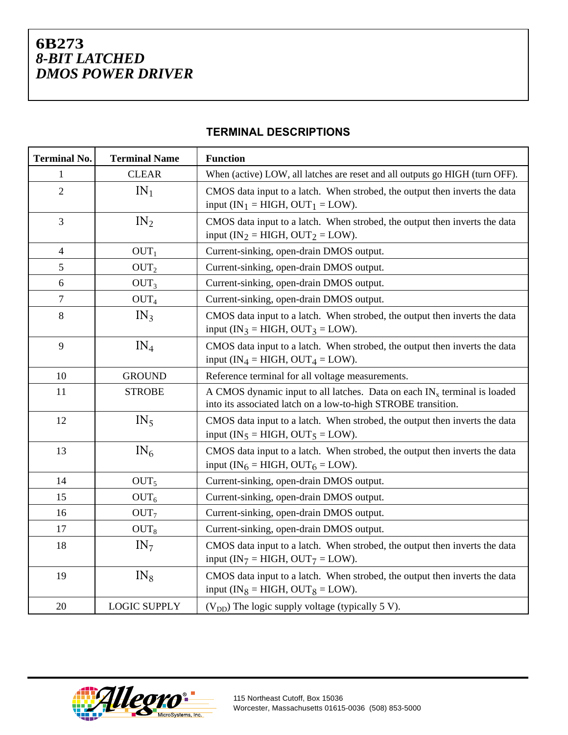# 6B273
## *8-BIT LATCHED DMOS POWER DRIVER*

### TERMINAL DESCRIPTIONS

| Terminal No. | Terminal Name | Function |
|---|---|---|
| 1 | CLEAR | When (active) LOW, all latches are reset and all outputs go HIGH (turn OFF). |
| 2 | $IN_1$ | CMOS data input to a latch. When strobed, the output then inverts the data input ($IN_1$ = HIGH, $OUT_1$ = LOW). |
| 3 | $IN_2$ | CMOS data input to a latch. When strobed, the output then inverts the data input ($IN_2$ = HIGH, $OUT_2$ = LOW). |
| 4 | $OUT_1$ | Current-sinking, open-drain DMOS output. |
| 5 | $OUT_2$ | Current-sinking, open-drain DMOS output. |
| 6 | $OUT_3$ | Current-sinking, open-drain DMOS output. |
| 7 | $OUT_4$ | Current-sinking, open-drain DMOS output. |
| 8 | $IN_3$ | CMOS data input to a latch. When strobed, the output then inverts the data input ($IN_3$ = HIGH, $OUT_3$ = LOW). |
| 9 | $IN_4$ | CMOS data input to a latch. When strobed, the output then inverts the data input ($IN_4$ = HIGH, $OUT_4$ = LOW). |
| 10 | GROUND | Reference terminal for all voltage measurements. |
| 11 | STROBE | A CMOS dynamic input to all latches. Data on each $IN_x$ terminal is loaded into its associated latch on a low-to-high STROBE transition. |
| 12 | $IN_5$ | CMOS data input to a latch. When strobed, the output then inverts the data input ($IN_5$ = HIGH, $OUT_5$ = LOW). |
| 13 | $IN_6$ | CMOS data input to a latch. When strobed, the output then inverts the data input ($IN_6$ = HIGH, $OUT_6$ = LOW). |
| 14 | $OUT_5$ | Current-sinking, open-drain DMOS output. |
| 15 | $OUT_6$ | Current-sinking, open-drain DMOS output. |
| 16 | $OUT_7$ | Current-sinking, open-drain DMOS output. |
| 17 | $OUT_8$ | Current-sinking, open-drain DMOS output. |
| 18 | $IN_7$ | CMOS data input to a latch. When strobed, the output then inverts the data input ($IN_7$ = HIGH, $OUT_7$ = LOW). |
| 19 | $IN_8$ | CMOS data input to a latch. When strobed, the output then inverts the data input ($IN_8$ = HIGH, $OUT_8$ = LOW). |
| 20 | LOGIC SUPPLY | ($V_{DD}$) The logic supply voltage (typically 5 V). |

115 Northeast Cutoff, Box 15036
Worcester, Massachusetts 01615-0036 (508) 853-5000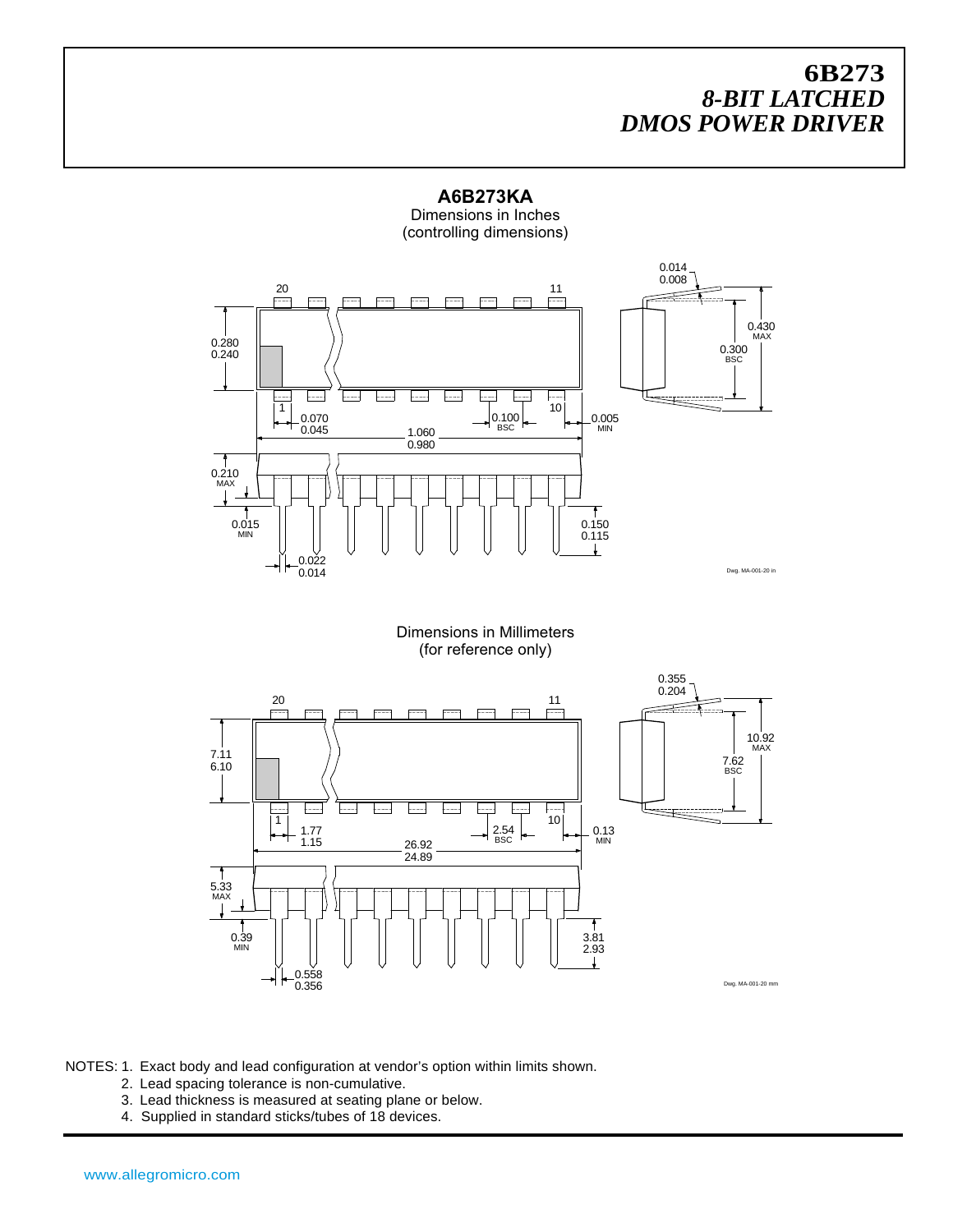# 6B273
## *8-BIT LATCHED DMOS POWER DRIVER*

**A6B273KA**

Dimensions in Inches
(controlling dimensions)

20 11

0.280
0.240

1 10

0.070
0.045

0.100 BSC

0.005 MIN

1.060
0.980

0.210 MAX

0.015 MIN

0.150
0.115

0.022
0.014

0.014
0.008

0.430 MAX

0.300 BSC

Dwg. MA-001-20 in

Dimensions in Millimeters
(for reference only)

20 11

7.11
6.10

1 10

1.77
1.15

2.54 BSC

0.13 MIN

26.92
24.89

5.33 MAX

0.39 MIN

3.81
2.93

0.558
0.356

0.355
0.204

10.92 MAX

7.62 BSC

Dwg. MA-001-20 mm

NOTES:
1. Exact body and lead configuration at vendor's option within limits shown.
2. Lead spacing tolerance is non-cumulative.
3. Lead thickness is measured at seating plane or below.
4. Supplied in standard sticks/tubes of 18 devices.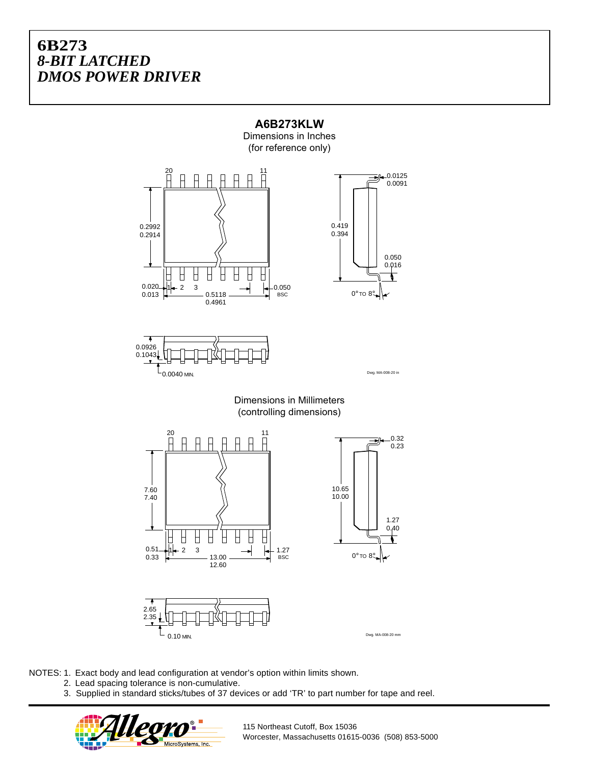# 6B273
## *8-BIT LATCHED DMOS POWER DRIVER*

**A6B273KLW**

Dimensions in Inches
(for reference only)

Dwg. MA-008-20 in

Dimensions in Millimeters
(controlling dimensions)

Dwg. MA-008-20 mm

NOTES: 1. Exact body and lead configuration at vendor's option within limits shown.
2. Lead spacing tolerance is non-cumulative.
3. Supplied in standard sticks/tubes of 37 devices or add 'TR' to part number for tape and reel.

115 Northeast Cutoff, Box 15036
Worcester, Massachusetts 01615-0036 (508) 853-5000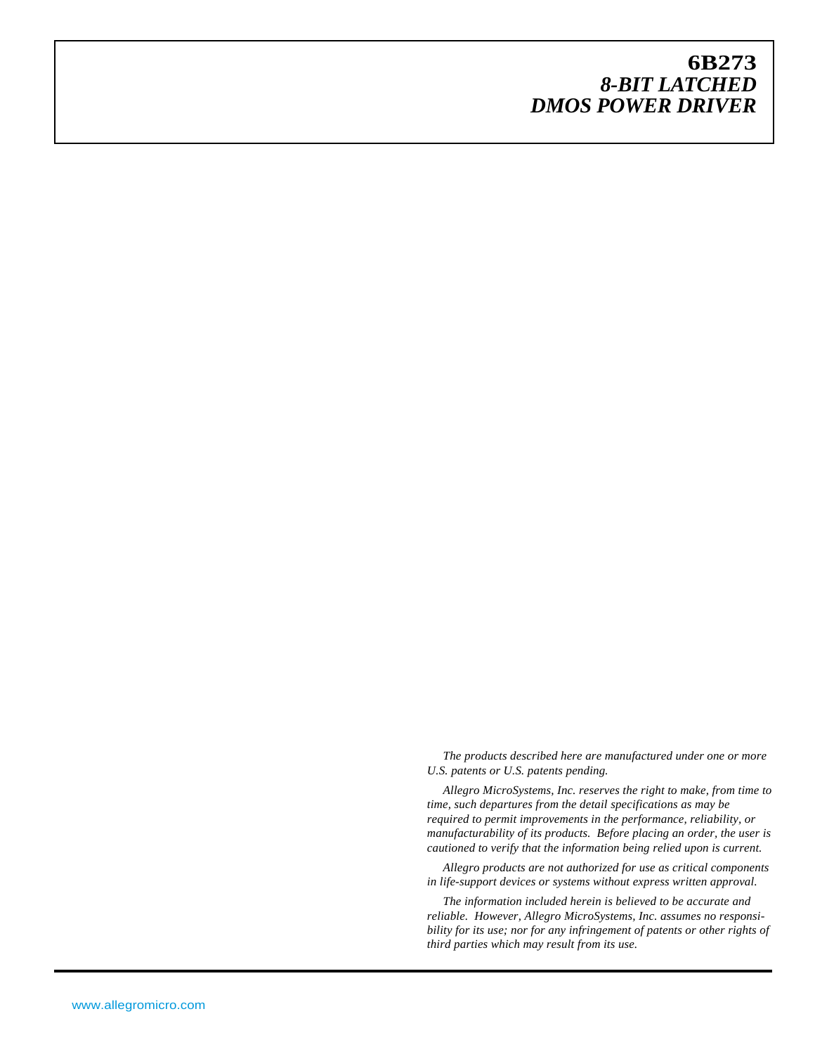# 6B273
## *8-BIT LATCHED DMOS POWER DRIVER*

*The products described here are manufactured under one or more U.S. patents or U.S. patents pending.*

*Allegro MicroSystems, Inc. reserves the right to make, from time to time, such departures from the detail specifications as may be required to permit improvements in the performance, reliability, or manufacturability of its products. Before placing an order, the user is cautioned to verify that the information being relied upon is current.*

*Allegro products are not authorized for use as critical components in life-support devices or systems without express written approval.*

*The information included herein is believed to be accurate and reliable. However, Allegro MicroSystems, Inc. assumes no responsibility for its use; nor for any infringement of patents or other rights of third parties which may result from its use.*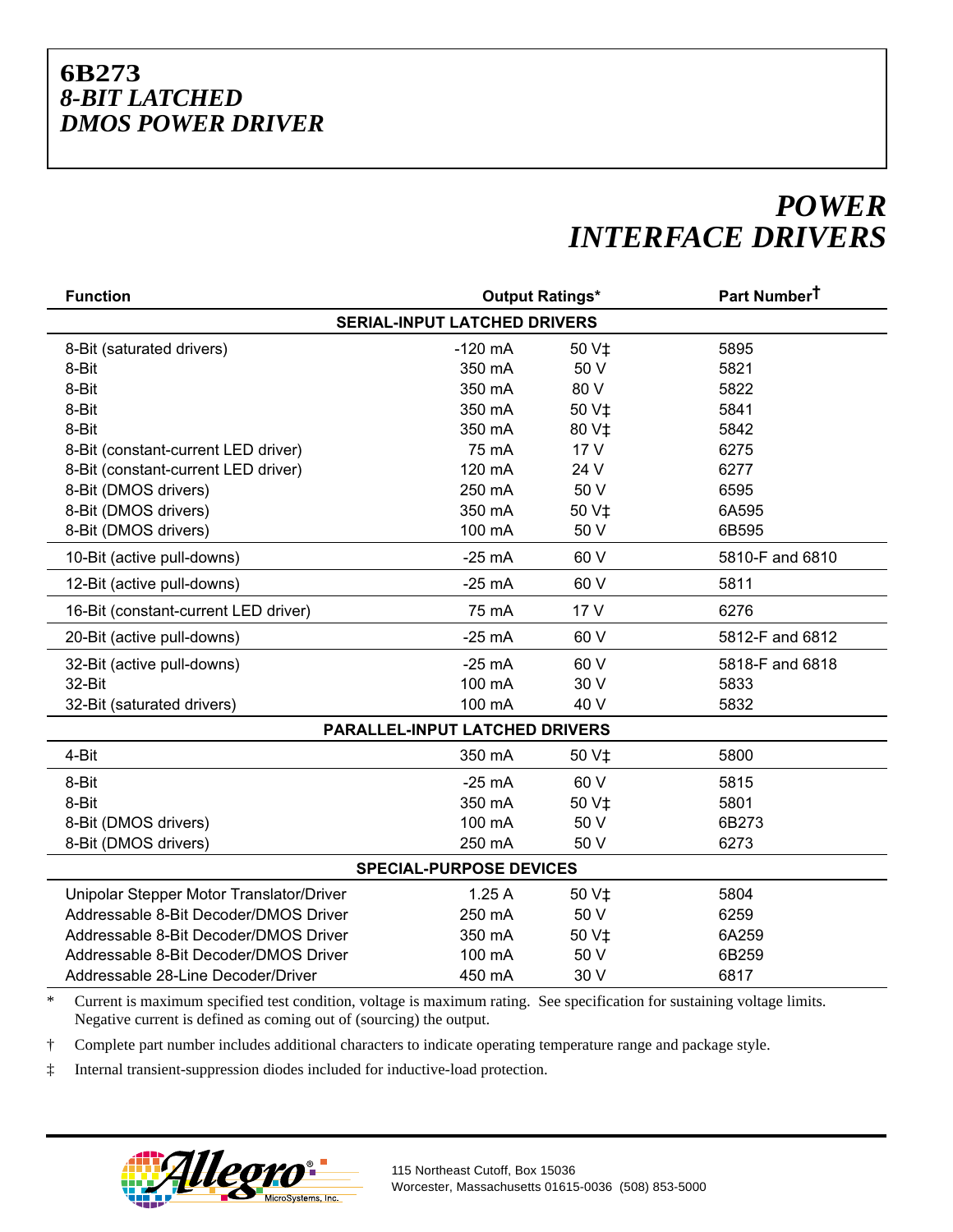# 6B273
## *8-BIT LATCHED DMOS POWER DRIVER*

# *POWER INTERFACE DRIVERS*

| Function | Output Ratings* | | Part Number† |
|---|---|---|---|
| **SERIAL-INPUT LATCHED DRIVERS** | | | |
| 8-Bit (saturated drivers) | -120 mA | 50 V‡ | 5895 |
| 8-Bit | 350 mA | 50 V | 5821 |
| 8-Bit | 350 mA | 80 V | 5822 |
| 8-Bit | 350 mA | 50 V‡ | 5841 |
| 8-Bit | 350 mA | 80 V‡ | 5842 |
| 8-Bit (constant-current LED driver) | 75 mA | 17 V | 6275 |
| 8-Bit (constant-current LED driver) | 120 mA | 24 V | 6277 |
| 8-Bit (DMOS drivers) | 250 mA | 50 V | 6595 |
| 8-Bit (DMOS drivers) | 350 mA | 50 V‡ | 6A595 |
| 8-Bit (DMOS drivers) | 100 mA | 50 V | 6B595 |
| 10-Bit (active pull-downs) | -25 mA | 60 V | 5810-F and 6810 |
| 12-Bit (active pull-downs) | -25 mA | 60 V | 5811 |
| 16-Bit (constant-current LED driver) | 75 mA | 17 V | 6276 |
| 20-Bit (active pull-downs) | -25 mA | 60 V | 5812-F and 6812 |
| 32-Bit (active pull-downs) | -25 mA | 60 V | 5818-F and 6818 |
| 32-Bit | 100 mA | 30 V | 5833 |
| 32-Bit (saturated drivers) | 100 mA | 40 V | 5832 |
| **PARALLEL-INPUT LATCHED DRIVERS** | | | |
| 4-Bit | 350 mA | 50 V‡ | 5800 |
| 8-Bit | -25 mA | 60 V | 5815 |
| 8-Bit | 350 mA | 50 V‡ | 5801 |
| 8-Bit (DMOS drivers) | 100 mA | 50 V | 6B273 |
| 8-Bit (DMOS drivers) | 250 mA | 50 V | 6273 |
| **SPECIAL-PURPOSE DEVICES** | | | |
| Unipolar Stepper Motor Translator/Driver | 1.25 A | 50 V‡ | 5804 |
| Addressable 8-Bit Decoder/DMOS Driver | 250 mA | 50 V | 6259 |
| Addressable 8-Bit Decoder/DMOS Driver | 350 mA | 50 V‡ | 6A259 |
| Addressable 8-Bit Decoder/DMOS Driver | 100 mA | 50 V | 6B259 |
| Addressable 28-Line Decoder/Driver | 450 mA | 30 V | 6817 |

\* Current is maximum specified test condition, voltage is maximum rating. See specification for sustaining voltage limits. Negative current is defined as coming out of (sourcing) the output.

† Complete part number includes additional characters to indicate operating temperature range and package style.

‡ Internal transient-suppression diodes included for inductive-load protection.

Allegro MicroSystems, Inc.

115 Northeast Cutoff, Box 15036
Worcester, Massachusetts 01615-0036 (508) 853-5000